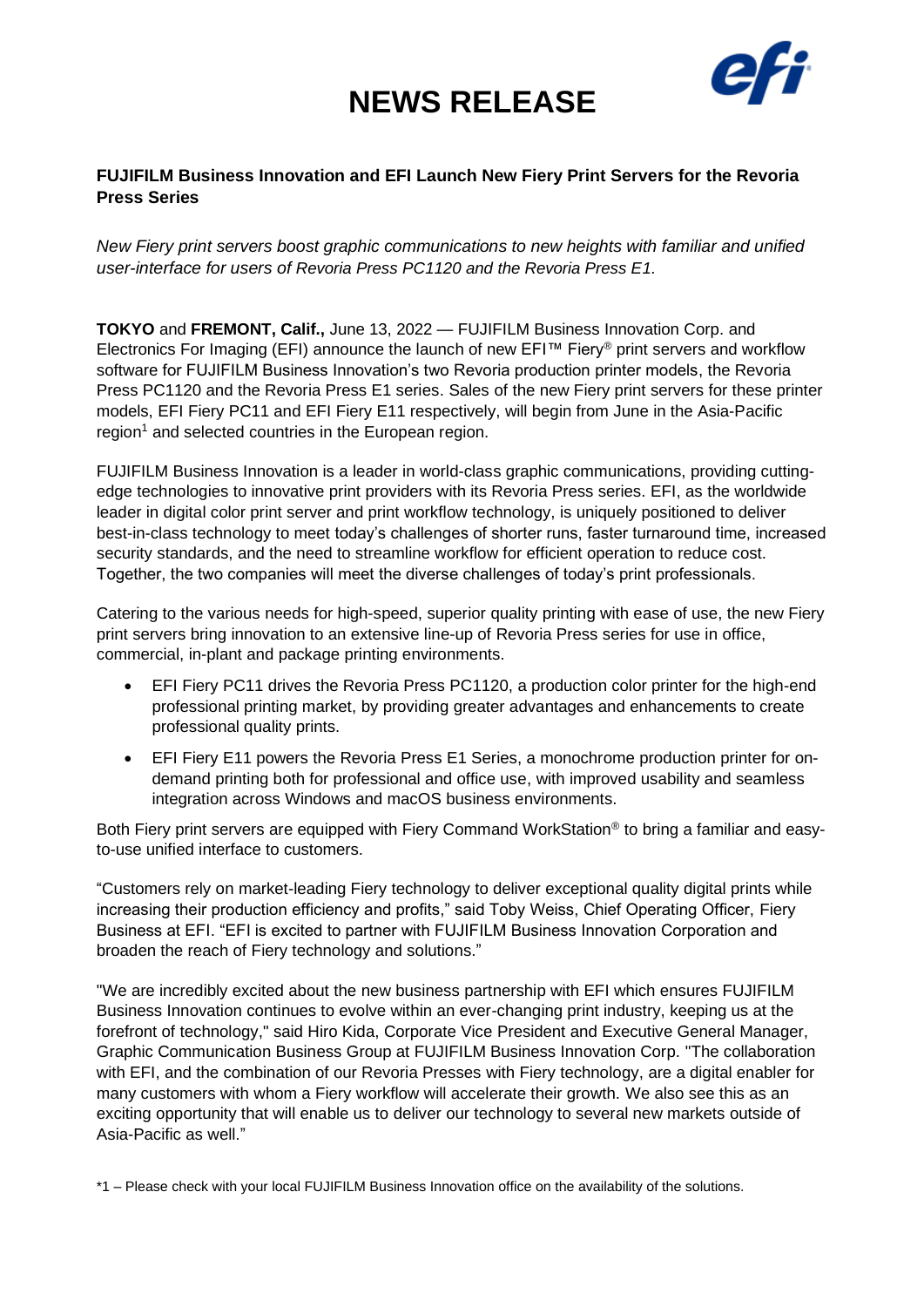# NEWS RELEASE

## FUJIFILM Business Innovation and EFI Launch New Fiery Print Servers for the Revoria Press Series

*New Fiery print servers boost graphic communications to new heights with familiar and unified user-interface for users of Revoria Press PC1120 and the Revoria Press E1.*

**TOKYO** and **FREMONT, Calif.,** June 13, 2022 — FUJIFILM Business Innovation Corp. and Electronics For Imaging (EFI) announce the launch of new EFI™ Fiery® print servers and workflow software for FUJIFILM Business Innovation's two Revoria production printer models, the Revoria Press PC1120 and the Revoria Press E1 series. Sales of the new Fiery print servers for these printer models, EFI Fiery PC11 and EFI Fiery E11 respectively, will begin from June in the Asia-Pacific region[1] and selected countries in the European region.

FUJIFILM Business Innovation is a leader in world-class graphic communications, providing cutting-edge technologies to innovative print providers with its Revoria Press series. EFI, as the worldwide leader in digital color print server and print workflow technology, is uniquely positioned to deliver best-in-class technology to meet today's challenges of shorter runs, faster turnaround time, increased security standards, and the need to streamline workflow for efficient operation to reduce cost. Together, the two companies will meet the diverse challenges of today's print professionals.

Catering to the various needs for high-speed, superior quality printing with ease of use, the new Fiery print servers bring innovation to an extensive line-up of Revoria Press series for use in office, commercial, in-plant and package printing environments.

- EFI Fiery PC11 drives the Revoria Press PC1120, a production color printer for the high-end professional printing market, by providing greater advantages and enhancements to create professional quality prints.
- EFI Fiery E11 powers the Revoria Press E1 Series, a monochrome production printer for on-demand printing both for professional and office use, with improved usability and seamless integration across Windows and macOS business environments.

Both Fiery print servers are equipped with Fiery Command WorkStation® to bring a familiar and easy-to-use unified interface to customers.

"Customers rely on market-leading Fiery technology to deliver exceptional quality digital prints while increasing their production efficiency and profits," said Toby Weiss, Chief Operating Officer, Fiery Business at EFI. "EFI is excited to partner with FUJIFILM Business Innovation Corporation and broaden the reach of Fiery technology and solutions."

"We are incredibly excited about the new business partnership with EFI which ensures FUJIFILM Business Innovation continues to evolve within an ever-changing print industry, keeping us at the forefront of technology," said Hiro Kida, Corporate Vice President and Executive General Manager, Graphic Communication Business Group at FUJIFILM Business Innovation Corp. "The collaboration with EFI, and the combination of our Revoria Presses with Fiery technology, are a digital enabler for many customers with whom a Fiery workflow will accelerate their growth. We also see this as an exciting opportunity that will enable us to deliver our technology to several new markets outside of Asia-Pacific as well."

*1 – Please check with your local FUJIFILM Business Innovation office on the availability of the solutions.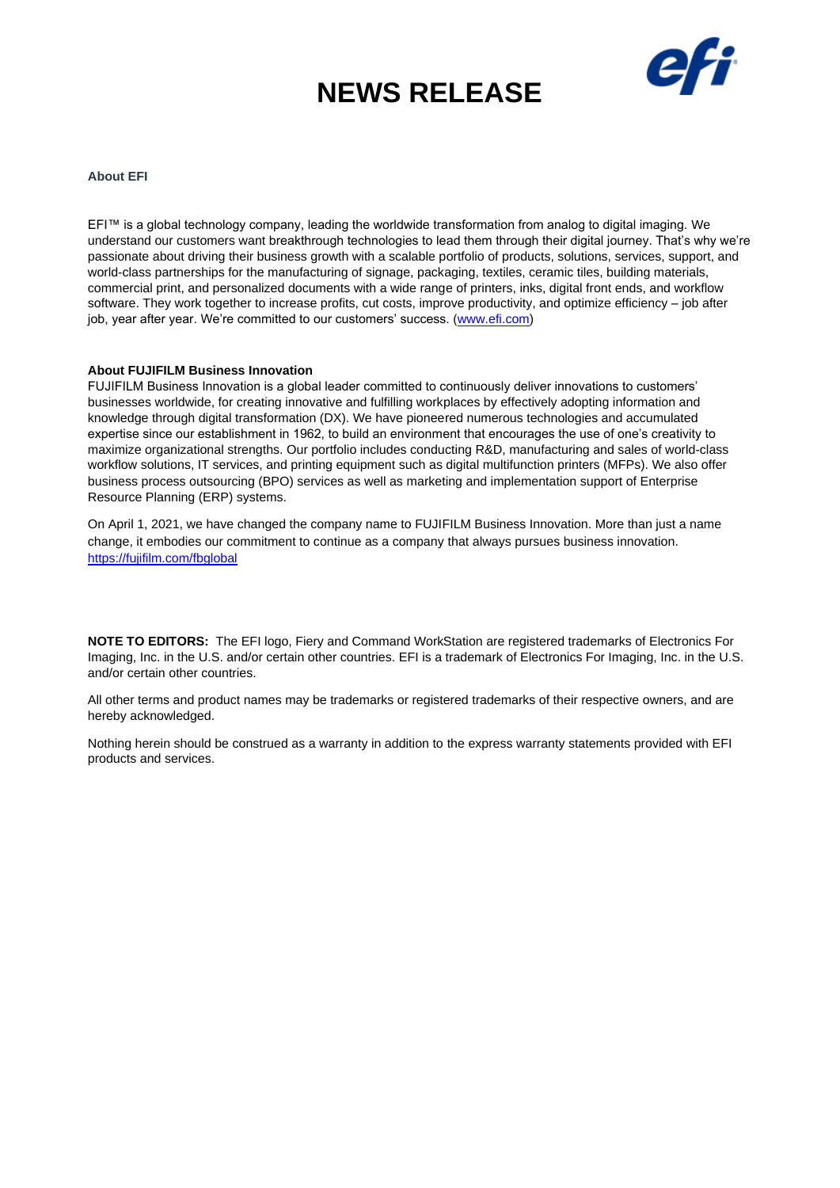# NEWS RELEASE

**About EFI**

EFI™ is a global technology company, leading the worldwide transformation from analog to digital imaging. We understand our customers want breakthrough technologies to lead them through their digital journey. That's why we're passionate about driving their business growth with a scalable portfolio of products, solutions, services, support, and world-class partnerships for the manufacturing of signage, packaging, textiles, ceramic tiles, building materials, commercial print, and personalized documents with a wide range of printers, inks, digital front ends, and workflow software. They work together to increase profits, cut costs, improve productivity, and optimize efficiency – job after job, year after year. We're committed to our customers' success. (www.efi.com)

**About FUJIFILM Business Innovation**

FUJIFILM Business Innovation is a global leader committed to continuously deliver innovations to customers' businesses worldwide, for creating innovative and fulfilling workplaces by effectively adopting information and knowledge through digital transformation (DX). We have pioneered numerous technologies and accumulated expertise since our establishment in 1962, to build an environment that encourages the use of one's creativity to maximize organizational strengths. Our portfolio includes conducting R&D, manufacturing and sales of world-class workflow solutions, IT services, and printing equipment such as digital multifunction printers (MFPs). We also offer business process outsourcing (BPO) services as well as marketing and implementation support of Enterprise Resource Planning (ERP) systems.

On April 1, 2021, we have changed the company name to FUJIFILM Business Innovation. More than just a name change, it embodies our commitment to continue as a company that always pursues business innovation. https://fujifilm.com/fbglobal

**NOTE TO EDITORS:** The EFI logo, Fiery and Command WorkStation are registered trademarks of Electronics For Imaging, Inc. in the U.S. and/or certain other countries. EFI is a trademark of Electronics For Imaging, Inc. in the U.S. and/or certain other countries.

All other terms and product names may be trademarks or registered trademarks of their respective owners, and are hereby acknowledged.

Nothing herein should be construed as a warranty in addition to the express warranty statements provided with EFI products and services.